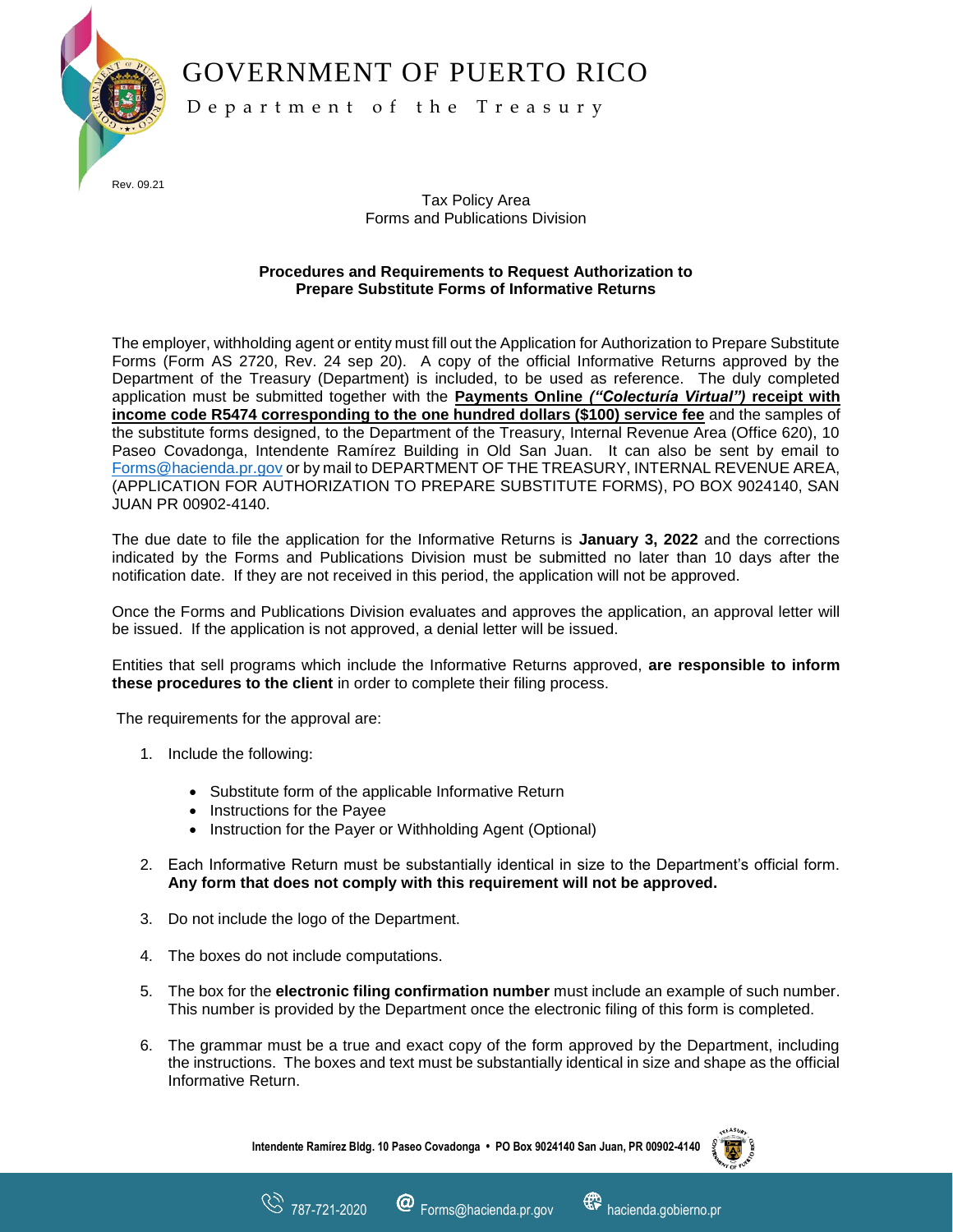# GOVERNMENT OF PUERTO RICO

Department of the Treasury

Rev. 09.21

Tax Policy Area
Forms and Publications Division

## Procedures and Requirements to Request Authorization to Prepare Substitute Forms of Informative Returns

The employer, withholding agent or entity must fill out the Application for Authorization to Prepare Substitute Forms (Form AS 2720, Rev. 24 sep 20). A copy of the official Informative Returns approved by the Department of the Treasury (Department) is included, to be used as reference. The duly completed application must be submitted together with the **Payments Online *("Colecturía Virtual")* receipt with income code R5474 corresponding to the one hundred dollars ($100) service fee** and the samples of the substitute forms designed, to the Department of the Treasury, Internal Revenue Area (Office 620), 10 Paseo Covadonga, Intendente Ramírez Building in Old San Juan. It can also be sent by email to Forms@hacienda.pr.gov or by mail to DEPARTMENT OF THE TREASURY, INTERNAL REVENUE AREA, (APPLICATION FOR AUTHORIZATION TO PREPARE SUBSTITUTE FORMS), PO BOX 9024140, SAN JUAN PR 00902-4140.

The due date to file the application for the Informative Returns is **January 3, 2022** and the corrections indicated by the Forms and Publications Division must be submitted no later than 10 days after the notification date. If they are not received in this period, the application will not be approved.

Once the Forms and Publications Division evaluates and approves the application, an approval letter will be issued. If the application is not approved, a denial letter will be issued.

Entities that sell programs which include the Informative Returns approved, **are responsible to inform these procedures to the client** in order to complete their filing process.

The requirements for the approval are:

1. Include the following:

   - Substitute form of the applicable Informative Return
   - Instructions for the Payee
   - Instruction for the Payer or Withholding Agent (Optional)

2. Each Informative Return must be substantially identical in size to the Department's official form. **Any form that does not comply with this requirement will not be approved.**

3. Do not include the logo of the Department.

4. The boxes do not include computations.

5. The box for the **electronic filing confirmation number** must include an example of such number. This number is provided by the Department once the electronic filing of this form is completed.

6. The grammar must be a true and exact copy of the form approved by the Department, including the instructions. The boxes and text must be substantially identical in size and shape as the official Informative Return.

Intendente Ramírez Bldg. 10 Paseo Covadonga • PO Box 9024140 San Juan, PR 00902-4140

787-721-2020 Forms@hacienda.pr.gov hacienda.gobierno.pr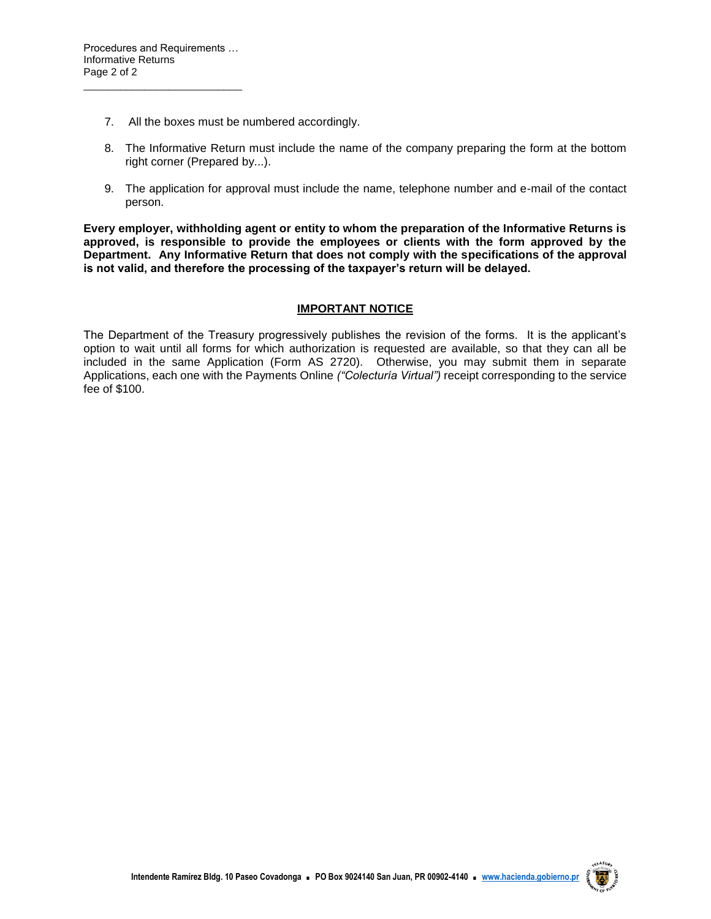7. All the boxes must be numbered accordingly.

8. The Informative Return must include the name of the company preparing the form at the bottom right corner (Prepared by...).

9. The application for approval must include the name, telephone number and e-mail of the contact person.

**Every employer, withholding agent or entity to whom the preparation of the Informative Returns is approved, is responsible to provide the employees or clients with the form approved by the Department. Any Informative Return that does not comply with the specifications of the approval is not valid, and therefore the processing of the taxpayer's return will be delayed.**

## IMPORTANT NOTICE

The Department of the Treasury progressively publishes the revision of the forms. It is the applicant's option to wait until all forms for which authorization is requested are available, so that they can all be included in the same Application (Form AS 2720). Otherwise, you may submit them in separate Applications, each one with the Payments Online *("Colecturía Virtual")* receipt corresponding to the service fee of $100.